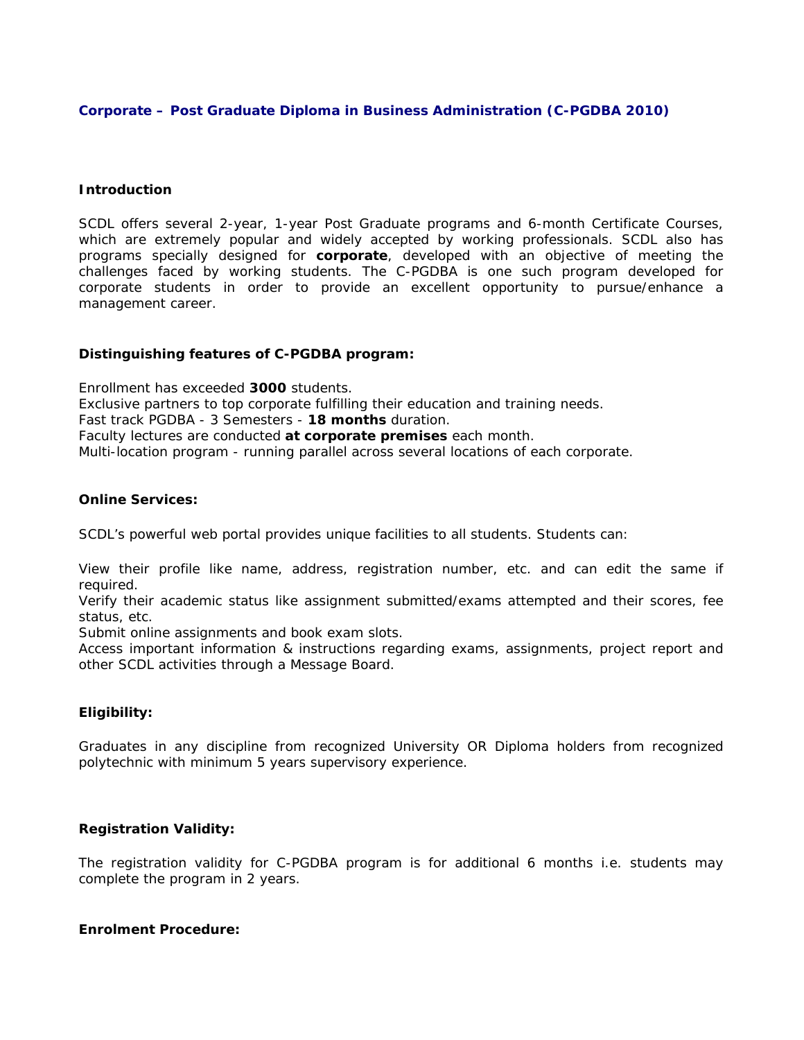## Corporate – Post Graduate Diploma in Business Administration (C-PGDBA 2010)

### Introduction

SCDL offers several 2-year, 1-year Post Graduate programs and 6-month Certificate Courses, which are extremely popular and widely accepted by working professionals. SCDL also has programs specially designed for **corporate**, developed with an objective of meeting the challenges faced by working students. The C-PGDBA is one such program developed for corporate students in order to provide an excellent opportunity to pursue/enhance a management career.

### Distinguishing features of C-PGDBA program:

Enrollment has exceeded **3000** students.
Exclusive partners to top corporate fulfilling their education and training needs.
Fast track PGDBA - 3 Semesters - **18 months** duration.
Faculty lectures are conducted **at corporate premises** each month.
Multi-location program - running parallel across several locations of each corporate.

### Online Services:

SCDL's powerful web portal provides unique facilities to all students. Students can:

View their profile like name, address, registration number, etc. and can edit the same if required.
Verify their academic status like assignment submitted/exams attempted and their scores, fee status, etc.
Submit online assignments and book exam slots.
Access important information & instructions regarding exams, assignments, project report and other SCDL activities through a Message Board.

### Eligibility:

Graduates in any discipline from recognized University OR Diploma holders from recognized polytechnic with minimum 5 years supervisory experience.

### Registration Validity:

The registration validity for C-PGDBA program is for additional 6 months i.e. students may complete the program in 2 years.

### Enrolment Procedure: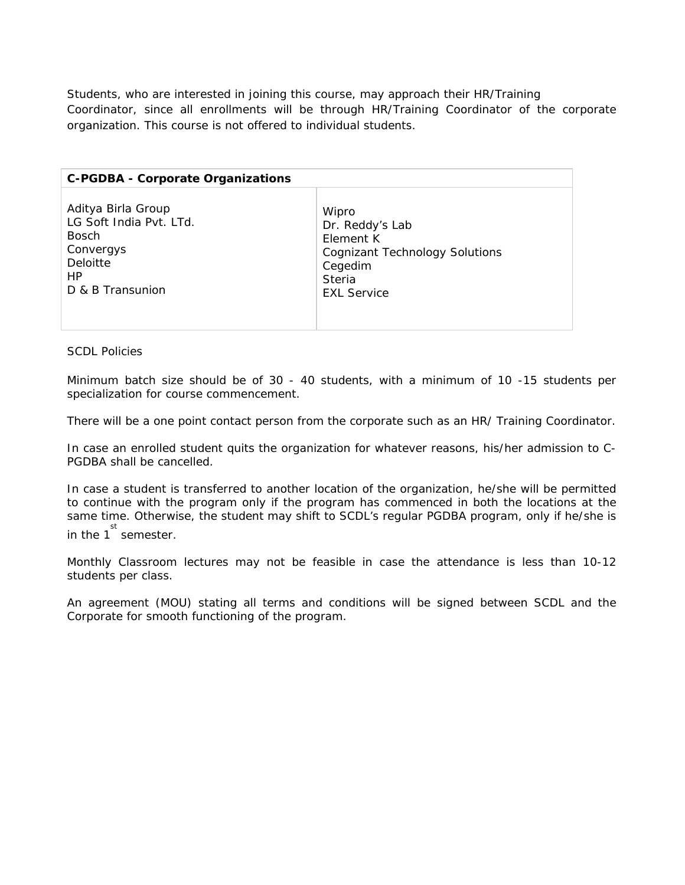Students, who are interested in joining this course, may approach their HR/Training Coordinator, since all enrollments will be through HR/Training Coordinator of the corporate organization. This course is not offered to individual students.

| **C-PGDBA - Corporate Organizations** | |
|---|---|
| Aditya Birla Group<br>LG Soft India Pvt. LTd.<br>Bosch<br>Convergys<br>Deloitte<br>HP<br>D & B Transunion | Wipro<br>Dr. Reddy's Lab<br>Element K<br>Cognizant Technology Solutions<br>Cegedim<br>Steria<br>EXL Service |

SCDL Policies

Minimum batch size should be of 30 - 40 students, with a minimum of 10 -15 students per specialization for course commencement.

There will be a one point contact person from the corporate such as an HR/ Training Coordinator.

In case an enrolled student quits the organization for whatever reasons, his/her admission to C-PGDBA shall be cancelled.

In case a student is transferred to another location of the organization, he/she will be permitted to continue with the program only if the program has commenced in both the locations at the same time. Otherwise, the student may shift to SCDL's regular PGDBA program, only if he/she is in the 1st semester.

Monthly Classroom lectures may not be feasible in case the attendance is less than 10-12 students per class.

An agreement (MOU) stating all terms and conditions will be signed between SCDL and the Corporate for smooth functioning of the program.